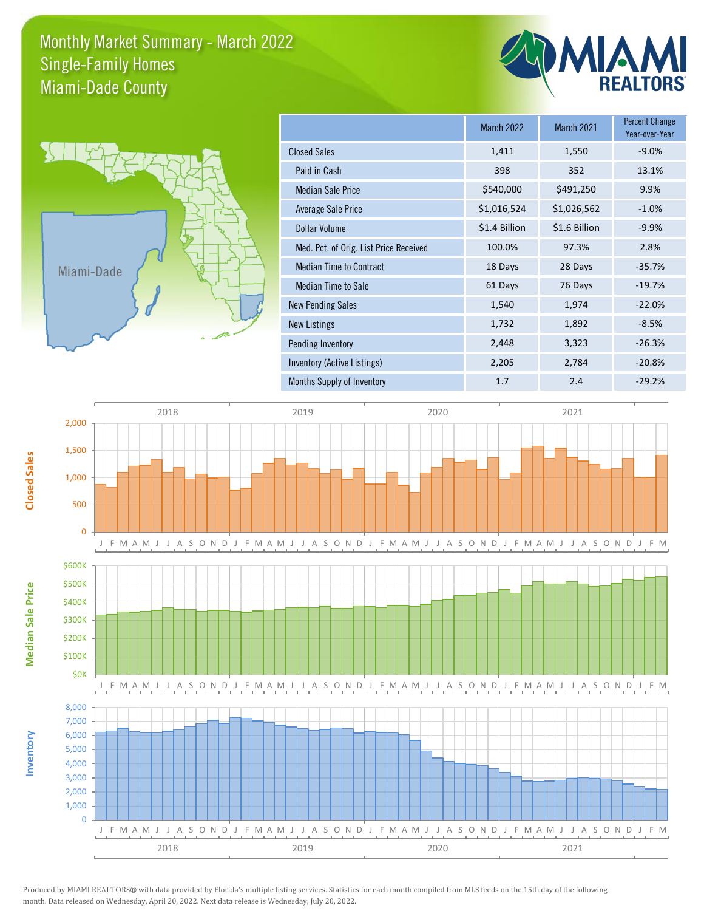# Monthly Market Summary - March 2022
## Single-Family Homes
## Miami-Dade County

| | March 2022 | March 2021 | Percent Change Year-over-Year |
|---|---|---|---|
| Closed Sales | 1,411 | 1,550 | -9.0% |
| Paid in Cash | 398 | 352 | 13.1% |
| Median Sale Price | $540,000 | $491,250 | 9.9% |
| Average Sale Price | $1,016,524 | $1,026,562 | -1.0% |
| Dollar Volume | $1.4 Billion | $1.6 Billion | -9.9% |
| Med. Pct. of Orig. List Price Received | 100.0% | 97.3% | 2.8% |
| Median Time to Contract | 18 Days | 28 Days | -35.7% |
| Median Time to Sale | 61 Days | 76 Days | -19.7% |
| New Pending Sales | 1,540 | 1,974 | -22.0% |
| New Listings | 1,732 | 1,892 | -8.5% |
| Pending Inventory | 2,448 | 3,323 | -26.3% |
| Inventory (Active Listings) | 2,205 | 2,784 | -20.8% |
| Months Supply of Inventory | 1.7 | 2.4 | -29.2% |

Produced by MIAMI REALTORS® with data provided by Florida's multiple listing services. Statistics for each month compiled from MLS feeds on the 15th day of the following month. Data released on Wednesday, April 20, 2022. Next data release is Wednesday, July 20, 2022.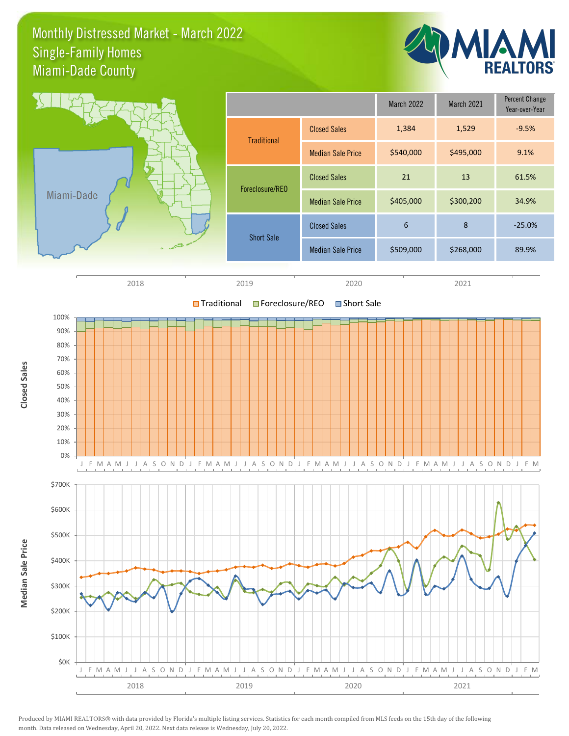# Monthly Distressed Market - March 2022
## Single-Family Homes
## Miami-Dade County

MIAMI REALTORS®

Miami-Dade

| | | March 2022 | March 2021 | Percent Change Year-over-Year |
|---|---|---|---|---|
| Traditional | Closed Sales | 1,384 | 1,529 | -9.5% |
| | Median Sale Price | $540,000 | $495,000 | 9.1% |
| Foreclosure/REO | Closed Sales | 21 | 13 | 61.5% |
| | Median Sale Price | $405,000 | $300,200 | 34.9% |
| Short Sale | Closed Sales | 6 | 8 | -25.0% |
| | Median Sale Price | $509,000 | $268,000 | 89.9% |

2018 2019 2020 2021

Traditional Foreclosure/REO Short Sale

Closed Sales

100% 90% 80% 70% 60% 50% 40% 30% 20% 10% 0%

J F M A M J J A S O N D J F M A M J J A S O N D J F M A M J J A S O N D J F M A M J J A S O N D J F M

Median Sale Price

$700K $600K $500K $400K $300K $200K $100K $0K

J F M A M J J A S O N D J F M A M J J A S O N D J F M A M J J A S O N D J F M A M J J A S O N D J F M

2018 2019 2020 2021

Produced by MIAMI REALTORS® with data provided by Florida's multiple listing services. Statistics for each month compiled from MLS feeds on the 15th day of the following month. Data released on Wednesday, April 20, 2022. Next data release is Wednesday, July 20, 2022.